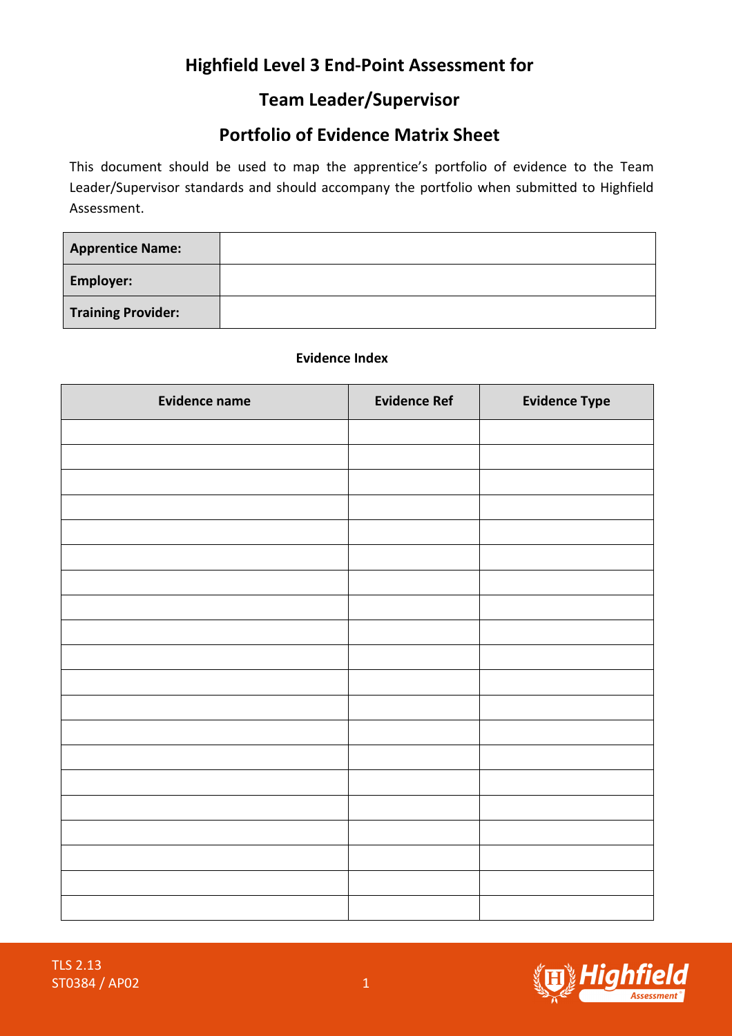# Highfield Level 3 End-Point Assessment for

# Team Leader/Supervisor

# Portfolio of Evidence Matrix Sheet

This document should be used to map the apprentice's portfolio of evidence to the Team Leader/Supervisor standards and should accompany the portfolio when submitted to Highfield Assessment.

| **Apprentice Name:** | |
|---|---|
| **Employer:** | |
| **Training Provider:** | |

**Evidence Index**

| Evidence name | Evidence Ref | Evidence Type |
|---|---|---|
| | | |
| | | |
| | | |
| | | |
| | | |
| | | |
| | | |
| | | |
| | | |
| | | |
| | | |
| | | |
| | | |
| | | |
| | | |
| | | |
| | | |
| | | |
| | | |
| | | |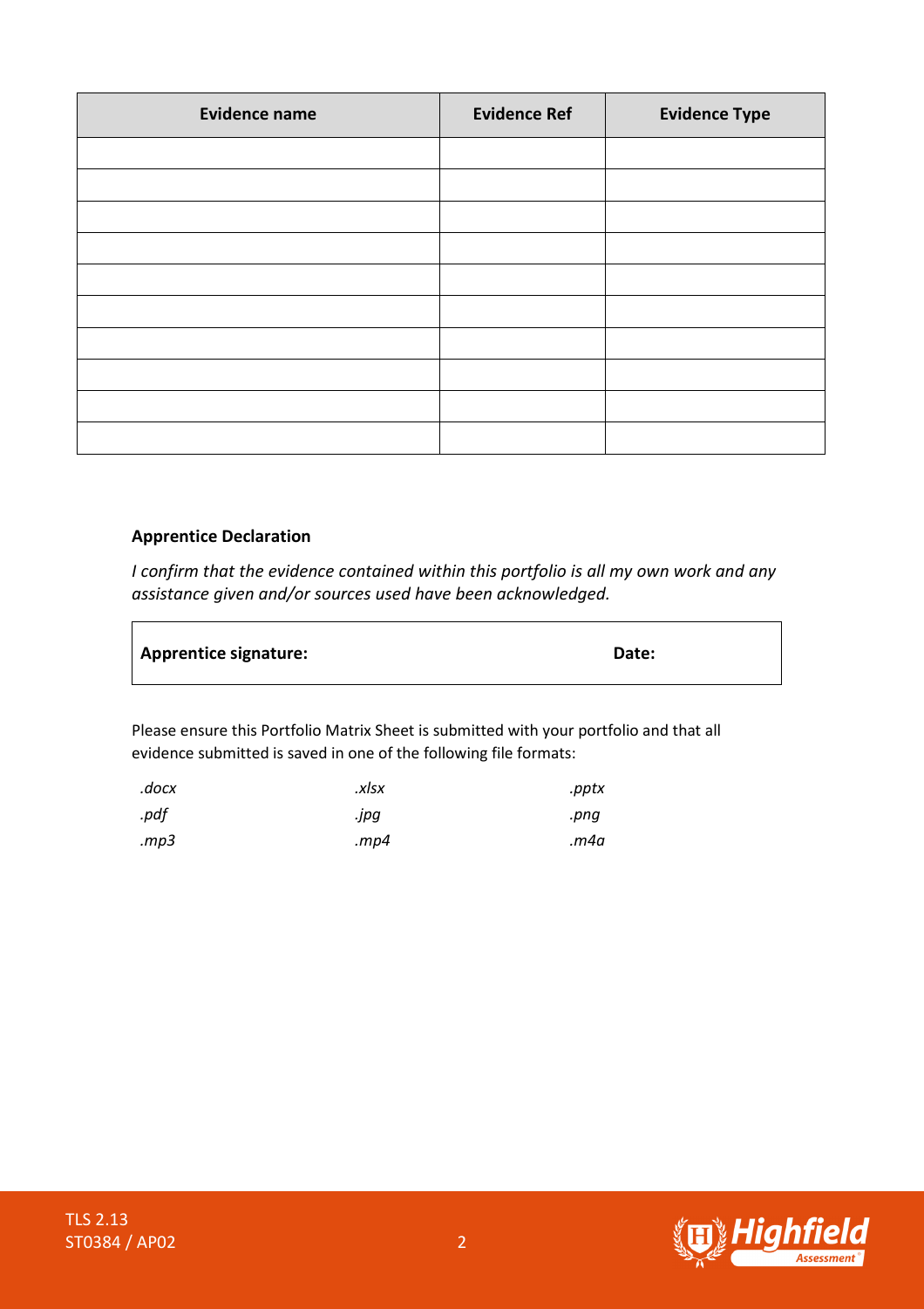| Evidence name | Evidence Ref | Evidence Type |
|---|---|---|
| | | |
| | | |
| | | |
| | | |
| | | |
| | | |
| | | |
| | | |
| | | |
| | | |

**Apprentice Declaration**

*I confirm that the evidence contained within this portfolio is all my own work and any assistance given and/or sources used have been acknowledged.*

| **Apprentice signature:** | **Date:** |
|---|---|

Please ensure this Portfolio Matrix Sheet is submitted with your portfolio and that all evidence submitted is saved in one of the following file formats:

| | | |
|---|---|---|
| *.docx* | *.xlsx* | *.pptx* |
| *.pdf* | *.jpg* | *.png* |
| *.mp3* | *.mp4* | *.m4a* |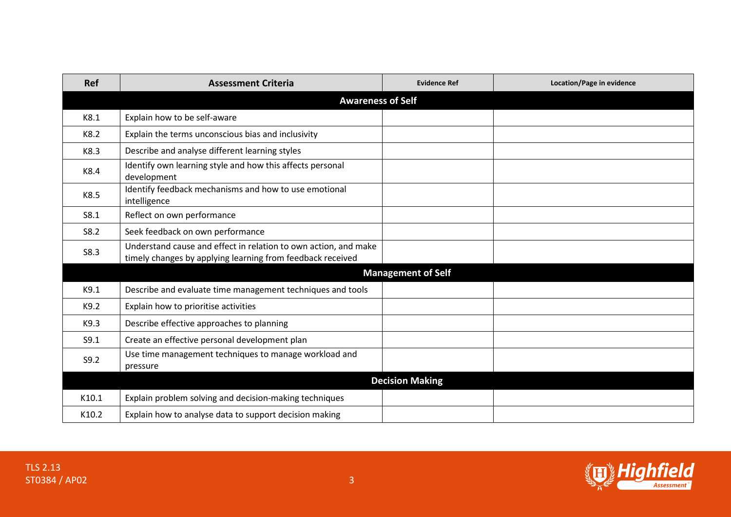| Ref | Assessment Criteria | Evidence Ref | Location/Page in evidence |
|---|---|---|---|
| **Awareness of Self** | | | |
| K8.1 | Explain how to be self-aware | | |
| K8.2 | Explain the terms unconscious bias and inclusivity | | |
| K8.3 | Describe and analyse different learning styles | | |
| K8.4 | Identify own learning style and how this affects personal development | | |
| K8.5 | Identify feedback mechanisms and how to use emotional intelligence | | |
| S8.1 | Reflect on own performance | | |
| S8.2 | Seek feedback on own performance | | |
| S8.3 | Understand cause and effect in relation to own action, and make timely changes by applying learning from feedback received | | |
| **Management of Self** | | | |
| K9.1 | Describe and evaluate time management techniques and tools | | |
| K9.2 | Explain how to prioritise activities | | |
| K9.3 | Describe effective approaches to planning | | |
| S9.1 | Create an effective personal development plan | | |
| S9.2 | Use time management techniques to manage workload and pressure | | |
| **Decision Making** | | | |
| K10.1 | Explain problem solving and decision-making techniques | | |
| K10.2 | Explain how to analyse data to support decision making | | |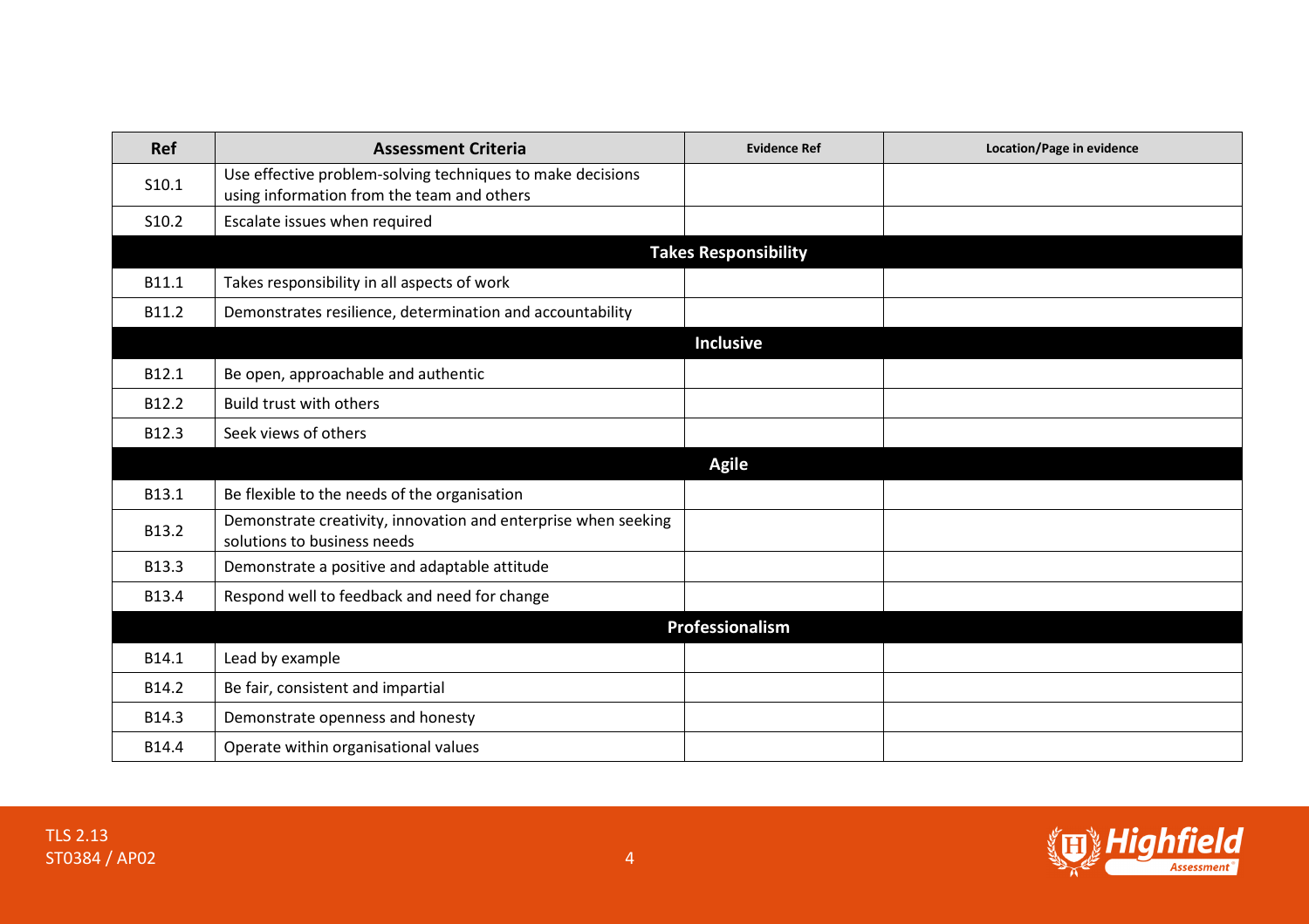| Ref | Assessment Criteria | Evidence Ref | Location/Page in evidence |
|---|---|---|---|
| S10.1 | Use effective problem-solving techniques to make decisions using information from the team and others | | |
| S10.2 | Escalate issues when required | | |
| | **Takes Responsibility** | | |
| B11.1 | Takes responsibility in all aspects of work | | |
| B11.2 | Demonstrates resilience, determination and accountability | | |
| | **Inclusive** | | |
| B12.1 | Be open, approachable and authentic | | |
| B12.2 | Build trust with others | | |
| B12.3 | Seek views of others | | |
| | **Agile** | | |
| B13.1 | Be flexible to the needs of the organisation | | |
| B13.2 | Demonstrate creativity, innovation and enterprise when seeking solutions to business needs | | |
| B13.3 | Demonstrate a positive and adaptable attitude | | |
| B13.4 | Respond well to feedback and need for change | | |
| | **Professionalism** | | |
| B14.1 | Lead by example | | |
| B14.2 | Be fair, consistent and impartial | | |
| B14.3 | Demonstrate openness and honesty | | |
| B14.4 | Operate within organisational values | | |